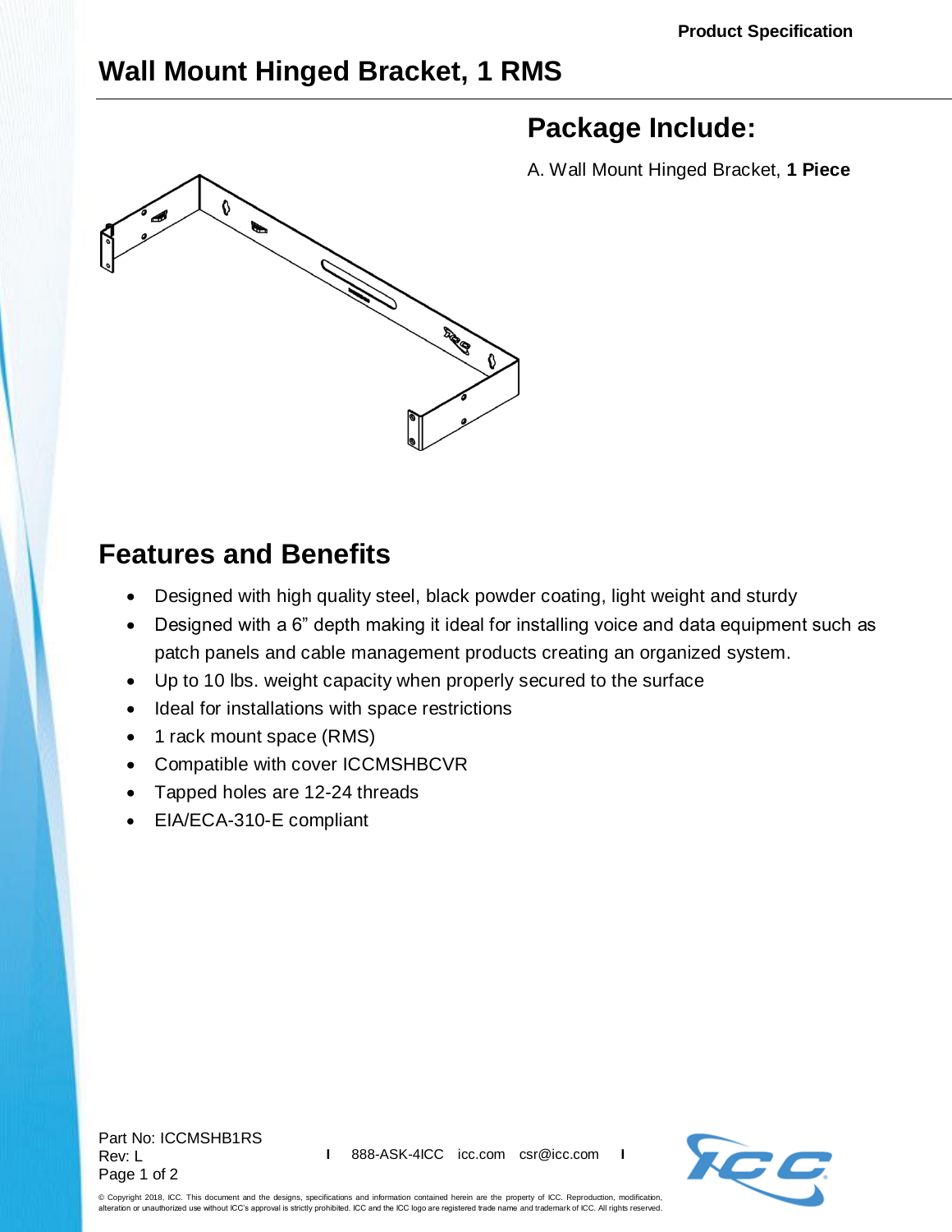# Wall Mount Hinged Bracket, 1 RMS

## Package Include:

A. Wall Mount Hinged Bracket, **1 Piece**

## Features and Benefits

- Designed with high quality steel, black powder coating, light weight and sturdy
- Designed with a 6” depth making it ideal for installing voice and data equipment such as patch panels and cable management products creating an organized system.
- Up to 10 lbs. weight capacity when properly secured to the surface
- Ideal for installations with space restrictions
- 1 rack mount space (RMS)
- Compatible with cover ICCMSHBCVR
- Tapped holes are 12-24 threads
- EIA/ECA-310-E compliant

Part No: ICCMSHB1RS
Rev: L

888-ASK-4ICC icc.com csr@icc.com

© Copyright 2018, ICC. This document and the designs, specifications and information contained herein are the property of ICC. Reproduction, modification, alteration or unauthorized use without ICC's approval is strictly prohibited. ICC and the ICC logo are registered trade name and trademark of ICC. All rights reserved.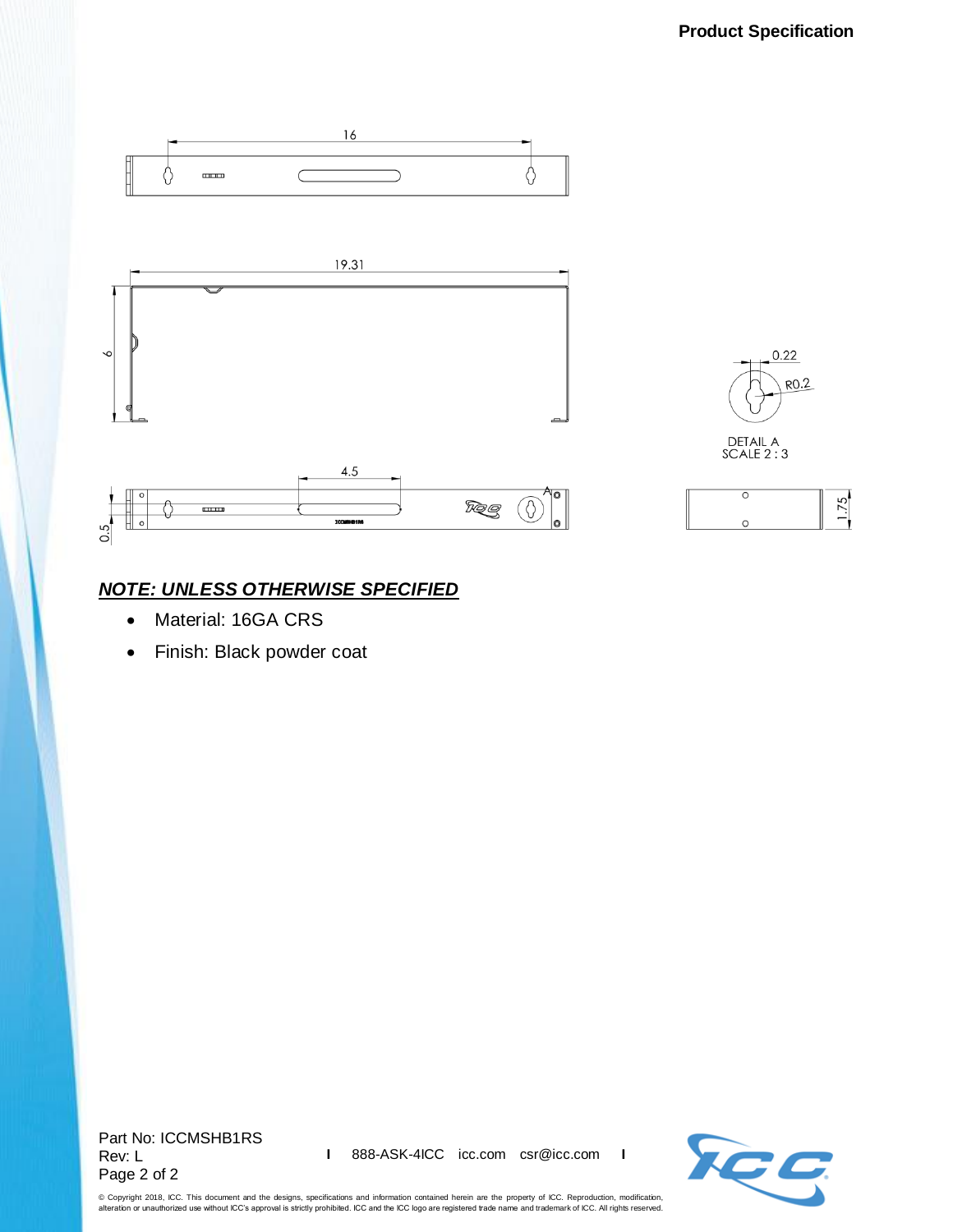16

19.31

6

4.5

0.5

0.22

R0.2

DETAIL A
SCALE 2 : 3

1.75

***NOTE: UNLESS OTHERWISE SPECIFIED***

- Material: 16GA CRS
- Finish: Black powder coat

Part No: ICCMSHB1RS
Rev: L

888-ASK-4ICC icc.com csr@icc.com

© Copyright 2018, ICC. This document and the designs, specifications and information contained herein are the property of ICC. Reproduction, modification, alteration or unauthorized use without ICC's approval is strictly prohibited. ICC and the ICC logo are registered trade name and trademark of ICC. All rights reserved.